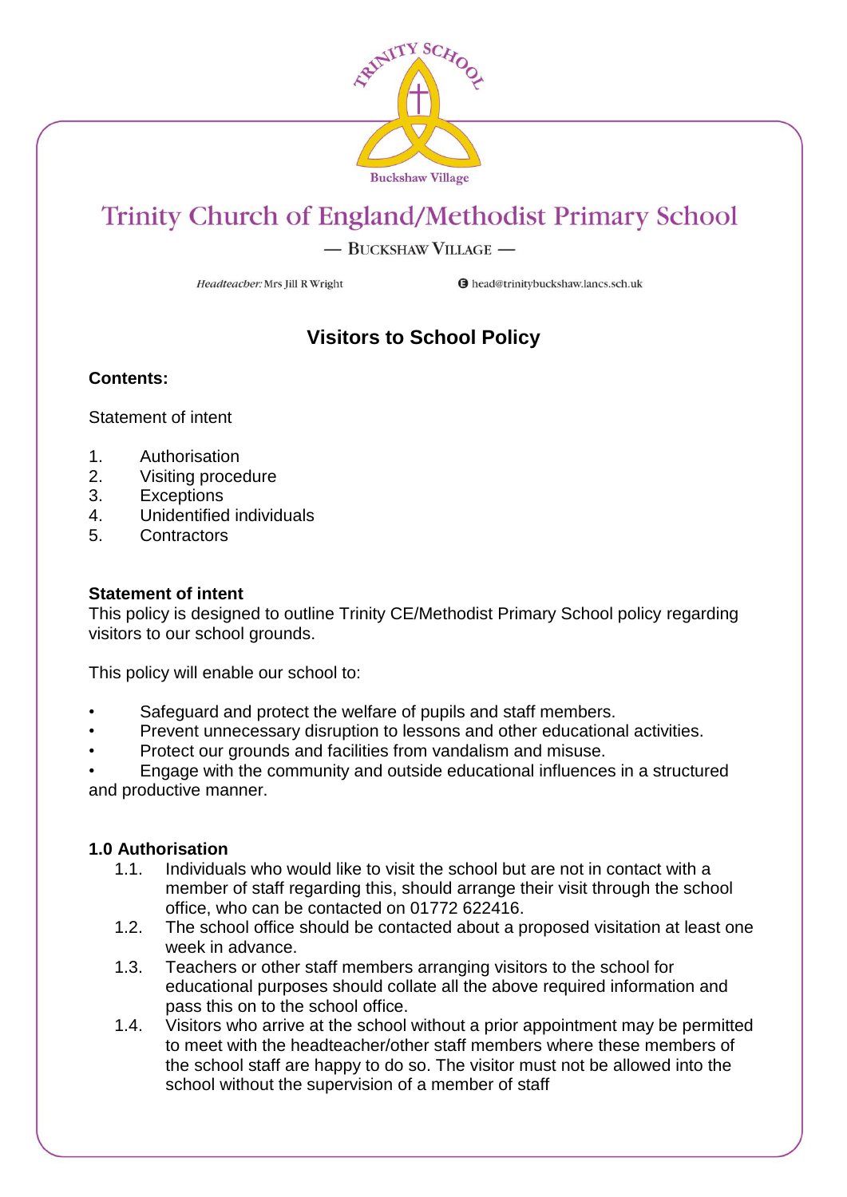TRINITY SCHOOL

Buckshaw Village

# Trinity Church of England/Methodist Primary School

— BUCKSHAW VILLAGE —

*Headteacher:* Mrs Jill R Wright

head@trinitybuckshaw.lancs.sch.uk

## Visitors to School Policy

**Contents:**

Statement of intent

1. Authorisation
2. Visiting procedure
3. Exceptions
4. Unidentified individuals
5. Contractors

**Statement of intent**

This policy is designed to outline Trinity CE/Methodist Primary School policy regarding visitors to our school grounds.

This policy will enable our school to:

- Safeguard and protect the welfare of pupils and staff members.
- Prevent unnecessary disruption to lessons and other educational activities.
- Protect our grounds and facilities from vandalism and misuse.
- Engage with the community and outside educational influences in a structured and productive manner.

**1.0 Authorisation**

1.1. Individuals who would like to visit the school but are not in contact with a member of staff regarding this, should arrange their visit through the school office, who can be contacted on 01772 622416.

1.2. The school office should be contacted about a proposed visitation at least one week in advance.

1.3. Teachers or other staff members arranging visitors to the school for educational purposes should collate all the above required information and pass this on to the school office.

1.4. Visitors who arrive at the school without a prior appointment may be permitted to meet with the headteacher/other staff members where these members of the school staff are happy to do so. The visitor must not be allowed into the school without the supervision of a member of staff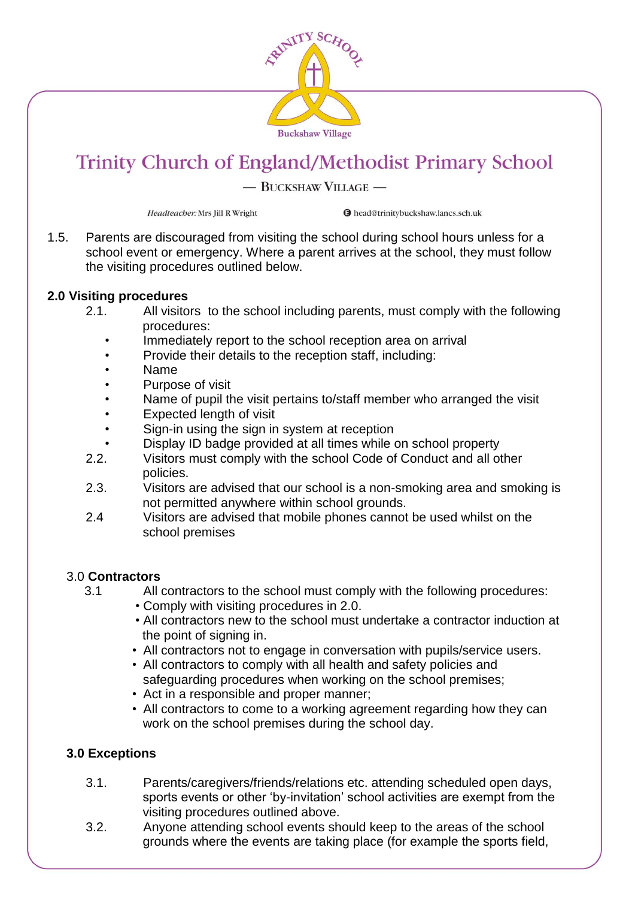1.5. Parents are discouraged from visiting the school during school hours unless for a school event or emergency. Where a parent arrives at the school, they must follow the visiting procedures outlined below.

**2.0 Visiting procedures**

2.1. All visitors to the school including parents, must comply with the following procedures:

- Immediately report to the school reception area on arrival
- Provide their details to the reception staff, including:
- Name
- Purpose of visit
- Name of pupil the visit pertains to/staff member who arranged the visit
- Expected length of visit
- Sign-in using the sign in system at reception
- Display ID badge provided at all times while on school property

2.2. Visitors must comply with the school Code of Conduct and all other policies.

2.3. Visitors are advised that our school is a non-smoking area and smoking is not permitted anywhere within school grounds.

2.4 Visitors are advised that mobile phones cannot be used whilst on the school premises

3.0 **Contractors**

3.1 All contractors to the school must comply with the following procedures:

- Comply with visiting procedures in 2.0.
- All contractors new to the school must undertake a contractor induction at the point of signing in.
- All contractors not to engage in conversation with pupils/service users.
- All contractors to comply with all health and safety policies and safeguarding procedures when working on the school premises;
- Act in a responsible and proper manner;
- All contractors to come to a working agreement regarding how they can work on the school premises during the school day.

**3.0 Exceptions**

3.1. Parents/caregivers/friends/relations etc. attending scheduled open days, sports events or other 'by-invitation' school activities are exempt from the visiting procedures outlined above.

3.2. Anyone attending school events should keep to the areas of the school grounds where the events are taking place (for example the sports field,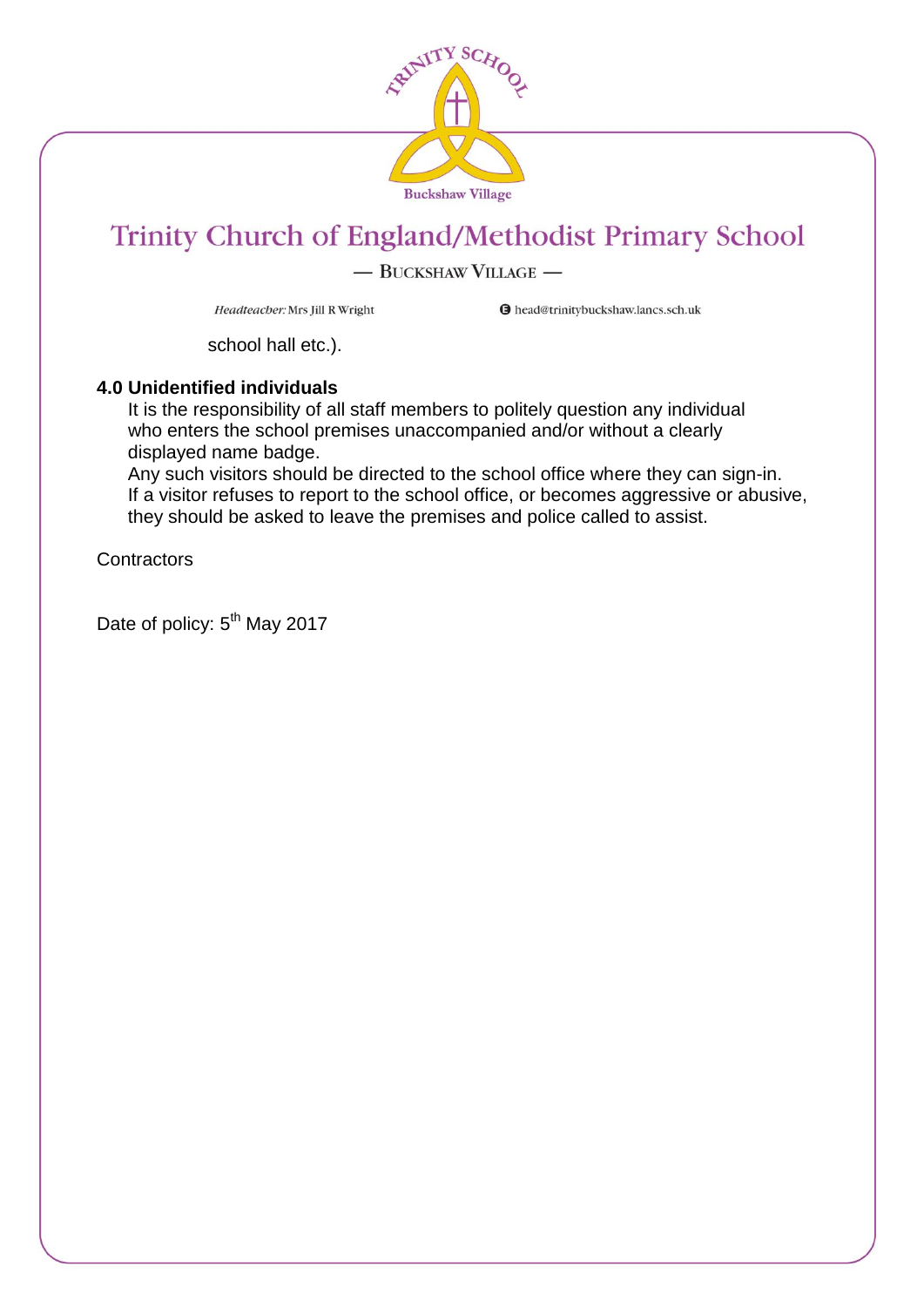school hall etc.).

**4.0 Unidentified individuals**

It is the responsibility of all staff members to politely question any individual who enters the school premises unaccompanied and/or without a clearly displayed name badge.
Any such visitors should be directed to the school office where they can sign-in.
If a visitor refuses to report to the school office, or becomes aggressive or abusive, they should be asked to leave the premises and police called to assist.

Contractors

Date of policy: 5th May 2017